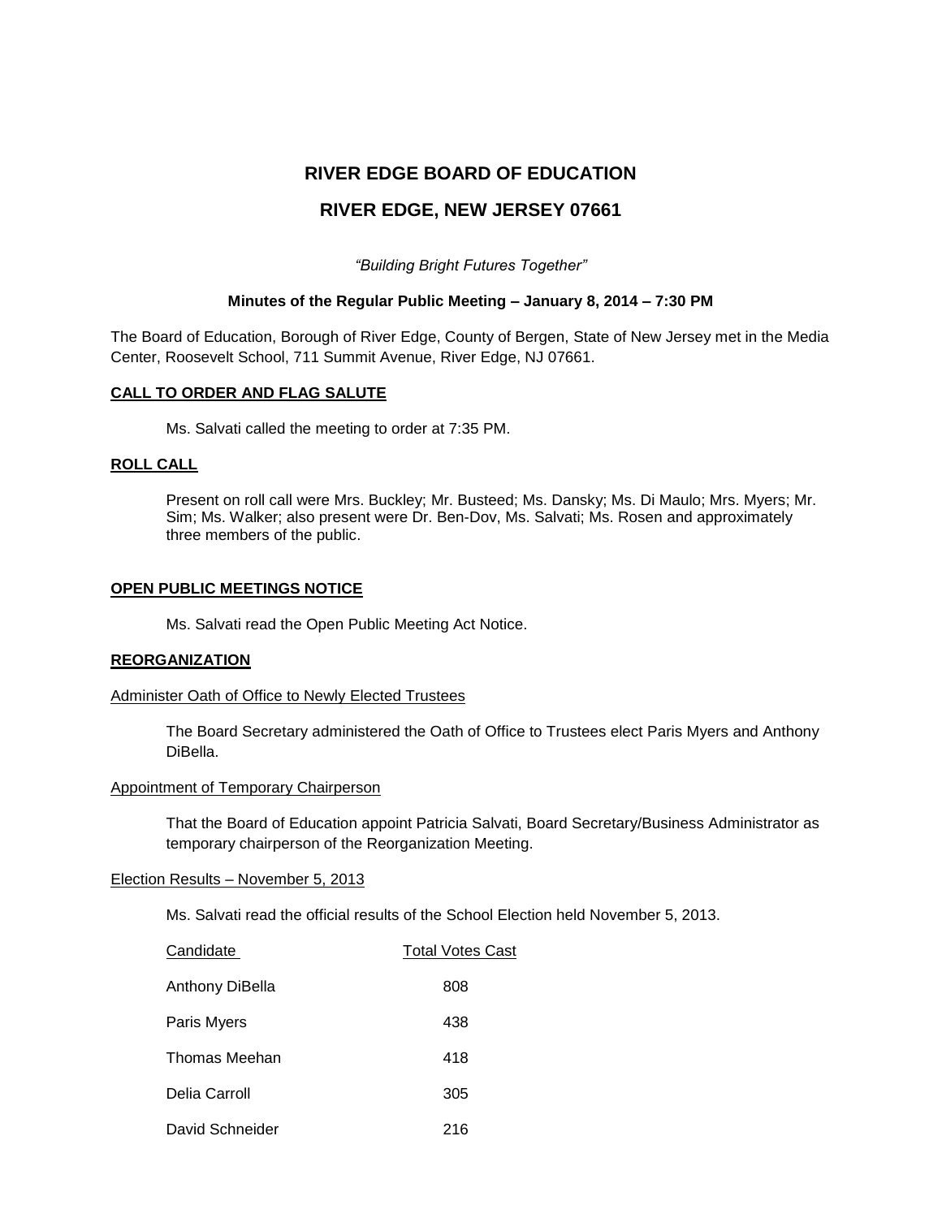# RIVER EDGE BOARD OF EDUCATION

# RIVER EDGE, NEW JERSEY 07661

*"Building Bright Futures Together"*

**Minutes of the Regular Public Meeting – January 8, 2014 – 7:30 PM**

The Board of Education, Borough of River Edge, County of Bergen, State of New Jersey met in the Media Center, Roosevelt School, 711 Summit Avenue, River Edge, NJ 07661.

## CALL TO ORDER AND FLAG SALUTE

Ms. Salvati called the meeting to order at 7:35 PM.

## ROLL CALL

Present on roll call were Mrs. Buckley; Mr. Busteed; Ms. Dansky; Ms. Di Maulo; Mrs. Myers; Mr. Sim; Ms. Walker; also present were Dr. Ben-Dov, Ms. Salvati; Ms. Rosen and approximately three members of the public.

## OPEN PUBLIC MEETINGS NOTICE

Ms. Salvati read the Open Public Meeting Act Notice.

## REORGANIZATION

### Administer Oath of Office to Newly Elected Trustees

The Board Secretary administered the Oath of Office to Trustees elect Paris Myers and Anthony DiBella.

### Appointment of Temporary Chairperson

That the Board of Education appoint Patricia Salvati, Board Secretary/Business Administrator as temporary chairperson of the Reorganization Meeting.

### Election Results – November 5, 2013

Ms. Salvati read the official results of the School Election held November 5, 2013.

| Candidate | Total Votes Cast |
|---|---|
| Anthony DiBella | 808 |
| Paris Myers | 438 |
| Thomas Meehan | 418 |
| Delia Carroll | 305 |
| David Schneider | 216 |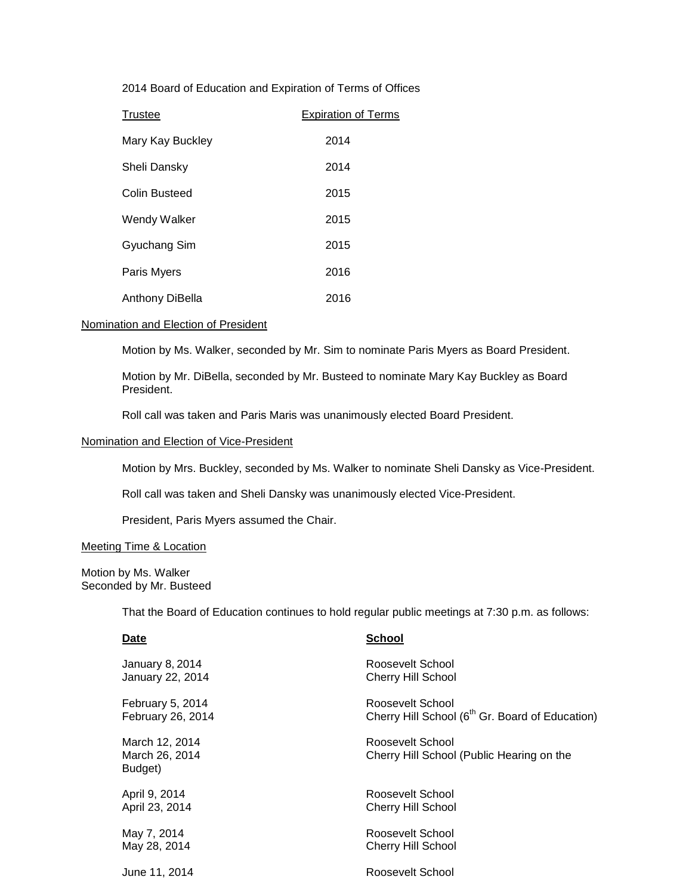2014 Board of Education and Expiration of Terms of Offices

| Trustee | Expiration of Terms |
|---|---|
| Mary Kay Buckley | 2014 |
| Sheli Dansky | 2014 |
| Colin Busteed | 2015 |
| Wendy Walker | 2015 |
| Gyuchang Sim | 2015 |
| Paris Myers | 2016 |
| Anthony DiBella | 2016 |

Nomination and Election of President

Motion by Ms. Walker, seconded by Mr. Sim to nominate Paris Myers as Board President.

Motion by Mr. DiBella, seconded by Mr. Busteed to nominate Mary Kay Buckley as Board President.

Roll call was taken and Paris Maris was unanimously elected Board President.

Nomination and Election of Vice-President

Motion by Mrs. Buckley, seconded by Ms. Walker to nominate Sheli Dansky as Vice-President.

Roll call was taken and Sheli Dansky was unanimously elected Vice-President.

President, Paris Myers assumed the Chair.

Meeting Time & Location

Motion by Ms. Walker
Seconded by Mr. Busteed

That the Board of Education continues to hold regular public meetings at 7:30 p.m. as follows:

| **Date** | **School** |
|---|---|
| January 8, 2014 | Roosevelt School |
| January 22, 2014 | Cherry Hill School |
| February 5, 2014 | Roosevelt School |
| February 26, 2014 | Cherry Hill School (6th Gr. Board of Education) |
| March 12, 2014 | Roosevelt School |
| March 26, 2014 | Cherry Hill School (Public Hearing on the Budget) |
| April 9, 2014 | Roosevelt School |
| April 23, 2014 | Cherry Hill School |
| May 7, 2014 | Roosevelt School |
| May 28, 2014 | Cherry Hill School |
| June 11, 2014 | Roosevelt School |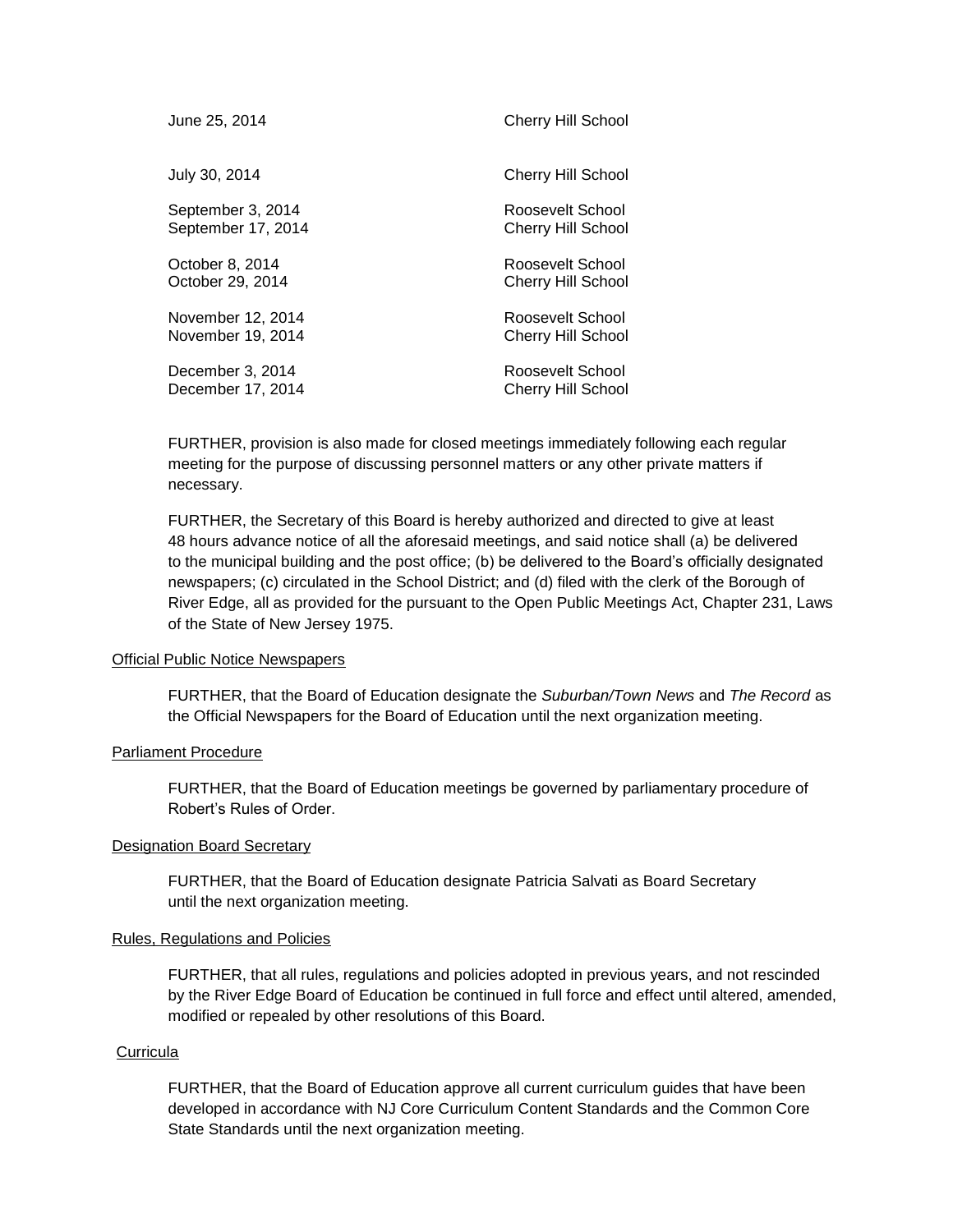| | |
|---|---|
| June 25, 2014 | Cherry Hill School |
| July 30, 2014 | Cherry Hill School |
| September 3, 2014 | Roosevelt School |
| September 17, 2014 | Cherry Hill School |
| October 8, 2014 | Roosevelt School |
| October 29, 2014 | Cherry Hill School |
| November 12, 2014 | Roosevelt School |
| November 19, 2014 | Cherry Hill School |
| December 3, 2014 | Roosevelt School |
| December 17, 2014 | Cherry Hill School |

FURTHER, provision is also made for closed meetings immediately following each regular meeting for the purpose of discussing personnel matters or any other private matters if necessary.

FURTHER, the Secretary of this Board is hereby authorized and directed to give at least 48 hours advance notice of all the aforesaid meetings, and said notice shall (a) be delivered to the municipal building and the post office; (b) be delivered to the Board's officially designated newspapers; (c) circulated in the School District; and (d) filed with the clerk of the Borough of River Edge, all as provided for the pursuant to the Open Public Meetings Act, Chapter 231, Laws of the State of New Jersey 1975.

<u>Official Public Notice Newspapers</u>

FURTHER, that the Board of Education designate the *Suburban/Town News* and *The Record* as the Official Newspapers for the Board of Education until the next organization meeting.

<u>Parliament Procedure</u>

FURTHER, that the Board of Education meetings be governed by parliamentary procedure of Robert's Rules of Order.

<u>Designation Board Secretary</u>

FURTHER, that the Board of Education designate Patricia Salvati as Board Secretary until the next organization meeting.

<u>Rules, Regulations and Policies</u>

FURTHER, that all rules, regulations and policies adopted in previous years, and not rescinded by the River Edge Board of Education be continued in full force and effect until altered, amended, modified or repealed by other resolutions of this Board.

<u>Curricula</u>

FURTHER, that the Board of Education approve all current curriculum guides that have been developed in accordance with NJ Core Curriculum Content Standards and the Common Core State Standards until the next organization meeting.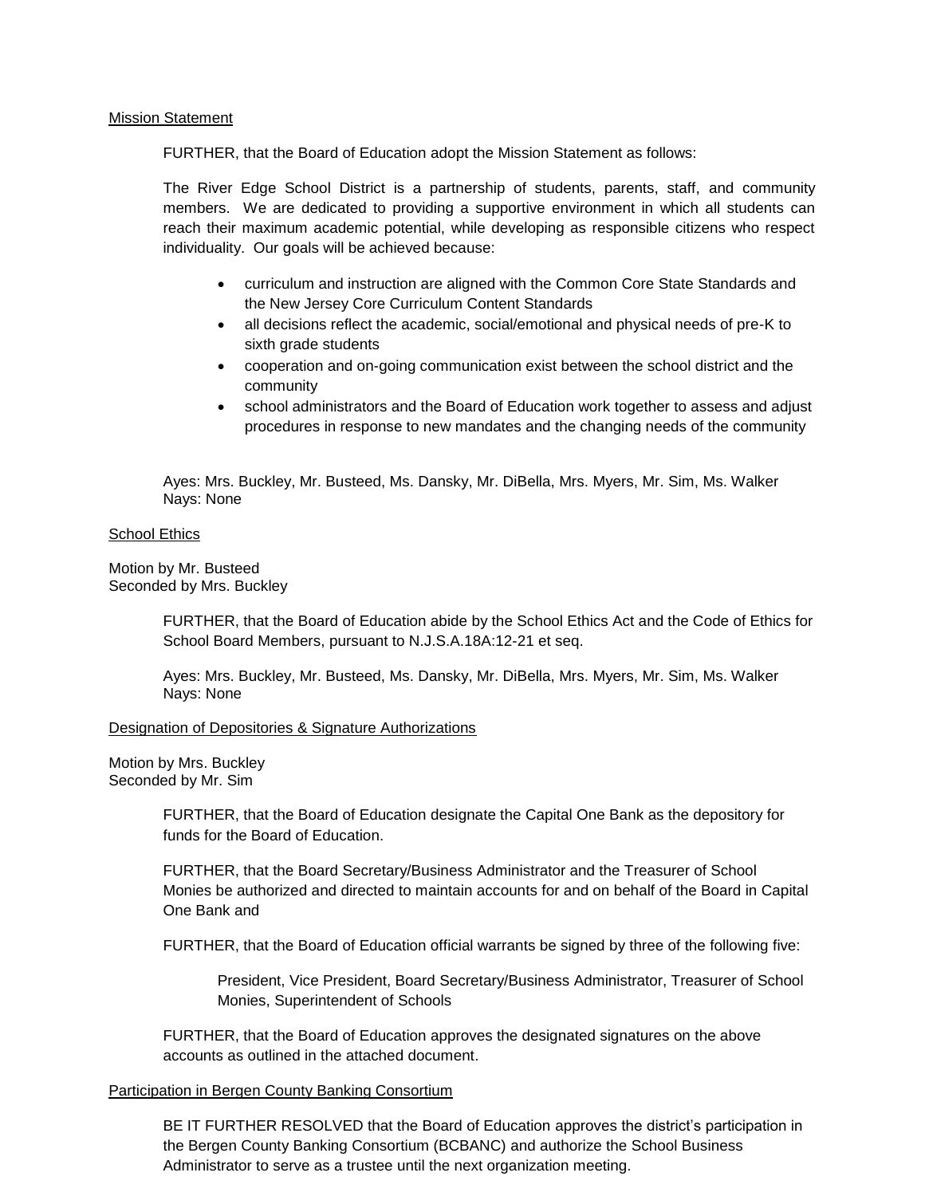<u>Mission Statement</u>

FURTHER, that the Board of Education adopt the Mission Statement as follows:

The River Edge School District is a partnership of students, parents, staff, and community members. We are dedicated to providing a supportive environment in which all students can reach their maximum academic potential, while developing as responsible citizens who respect individuality. Our goals will be achieved because:

- curriculum and instruction are aligned with the Common Core State Standards and the New Jersey Core Curriculum Content Standards
- all decisions reflect the academic, social/emotional and physical needs of pre-K to sixth grade students
- cooperation and on-going communication exist between the school district and the community
- school administrators and the Board of Education work together to assess and adjust procedures in response to new mandates and the changing needs of the community

Ayes: Mrs. Buckley, Mr. Busteed, Ms. Dansky, Mr. DiBella, Mrs. Myers, Mr. Sim, Ms. Walker
Nays: None

<u>School Ethics</u>

Motion by Mr. Busteed
Seconded by Mrs. Buckley

FURTHER, that the Board of Education abide by the School Ethics Act and the Code of Ethics for School Board Members, pursuant to N.J.S.A.18A:12-21 et seq.

Ayes: Mrs. Buckley, Mr. Busteed, Ms. Dansky, Mr. DiBella, Mrs. Myers, Mr. Sim, Ms. Walker
Nays: None

<u>Designation of Depositories & Signature Authorizations</u>

Motion by Mrs. Buckley
Seconded by Mr. Sim

FURTHER, that the Board of Education designate the Capital One Bank as the depository for funds for the Board of Education.

FURTHER, that the Board Secretary/Business Administrator and the Treasurer of School Monies be authorized and directed to maintain accounts for and on behalf of the Board in Capital One Bank and

FURTHER, that the Board of Education official warrants be signed by three of the following five:

President, Vice President, Board Secretary/Business Administrator, Treasurer of School Monies, Superintendent of Schools

FURTHER, that the Board of Education approves the designated signatures on the above accounts as outlined in the attached document.

<u>Participation in Bergen County Banking Consortium</u>

BE IT FURTHER RESOLVED that the Board of Education approves the district's participation in the Bergen County Banking Consortium (BCBANC) and authorize the School Business Administrator to serve as a trustee until the next organization meeting.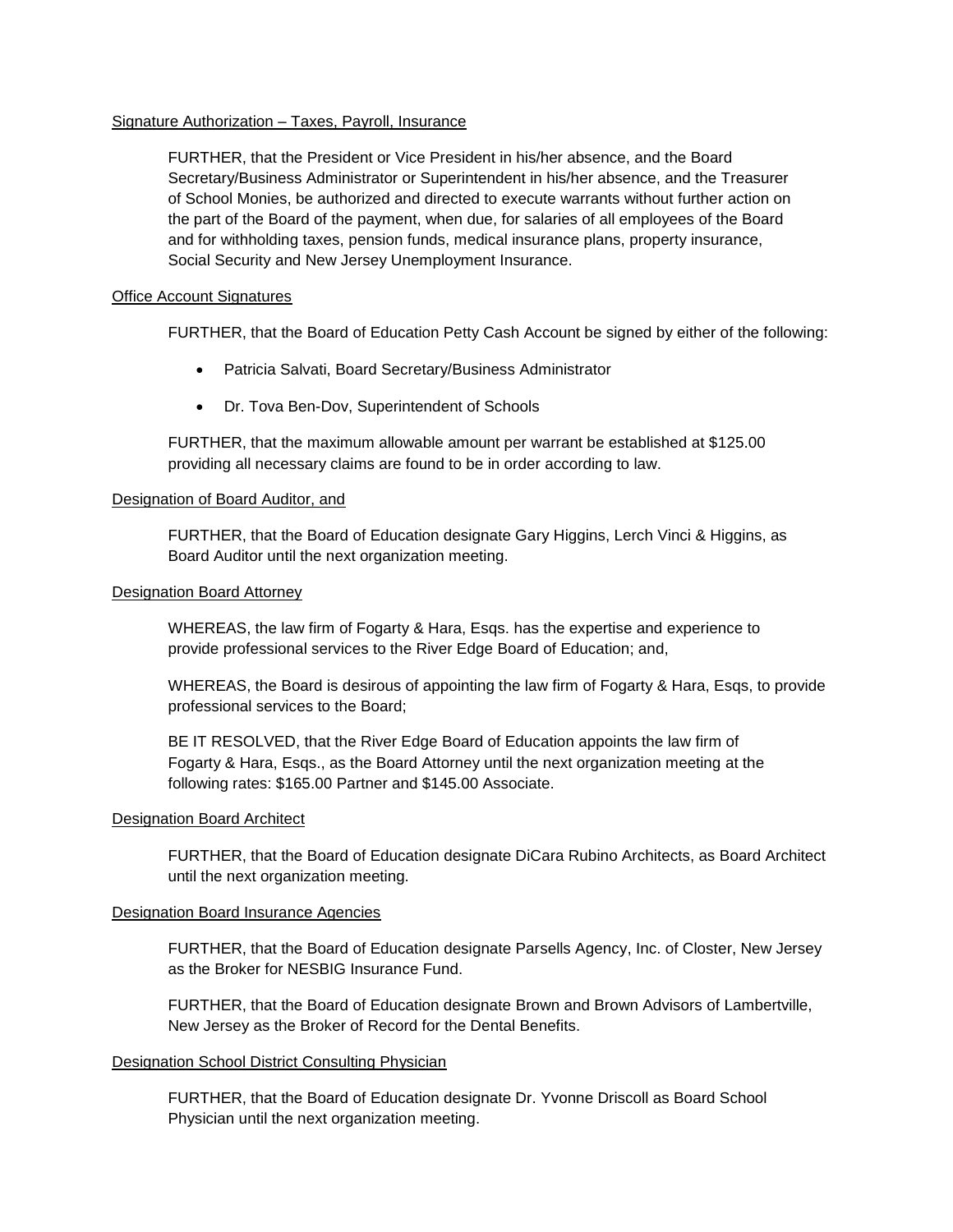Signature Authorization – Taxes, Payroll, Insurance

FURTHER, that the President or Vice President in his/her absence, and the Board Secretary/Business Administrator or Superintendent in his/her absence, and the Treasurer of School Monies, be authorized and directed to execute warrants without further action on the part of the Board of the payment, when due, for salaries of all employees of the Board and for withholding taxes, pension funds, medical insurance plans, property insurance, Social Security and New Jersey Unemployment Insurance.

Office Account Signatures

FURTHER, that the Board of Education Petty Cash Account be signed by either of the following:

- Patricia Salvati, Board Secretary/Business Administrator
- Dr. Tova Ben-Dov, Superintendent of Schools

FURTHER, that the maximum allowable amount per warrant be established at $125.00 providing all necessary claims are found to be in order according to law.

Designation of Board Auditor, and

FURTHER, that the Board of Education designate Gary Higgins, Lerch Vinci & Higgins, as Board Auditor until the next organization meeting.

Designation Board Attorney

WHEREAS, the law firm of Fogarty & Hara, Esqs. has the expertise and experience to provide professional services to the River Edge Board of Education; and,

WHEREAS, the Board is desirous of appointing the law firm of Fogarty & Hara, Esqs, to provide professional services to the Board;

BE IT RESOLVED, that the River Edge Board of Education appoints the law firm of Fogarty & Hara, Esqs., as the Board Attorney until the next organization meeting at the following rates: $165.00 Partner and $145.00 Associate.

Designation Board Architect

FURTHER, that the Board of Education designate DiCara Rubino Architects, as Board Architect until the next organization meeting.

Designation Board Insurance Agencies

FURTHER, that the Board of Education designate Parsells Agency, Inc. of Closter, New Jersey as the Broker for NESBIG Insurance Fund.

FURTHER, that the Board of Education designate Brown and Brown Advisors of Lambertville, New Jersey as the Broker of Record for the Dental Benefits.

Designation School District Consulting Physician

FURTHER, that the Board of Education designate Dr. Yvonne Driscoll as Board School Physician until the next organization meeting.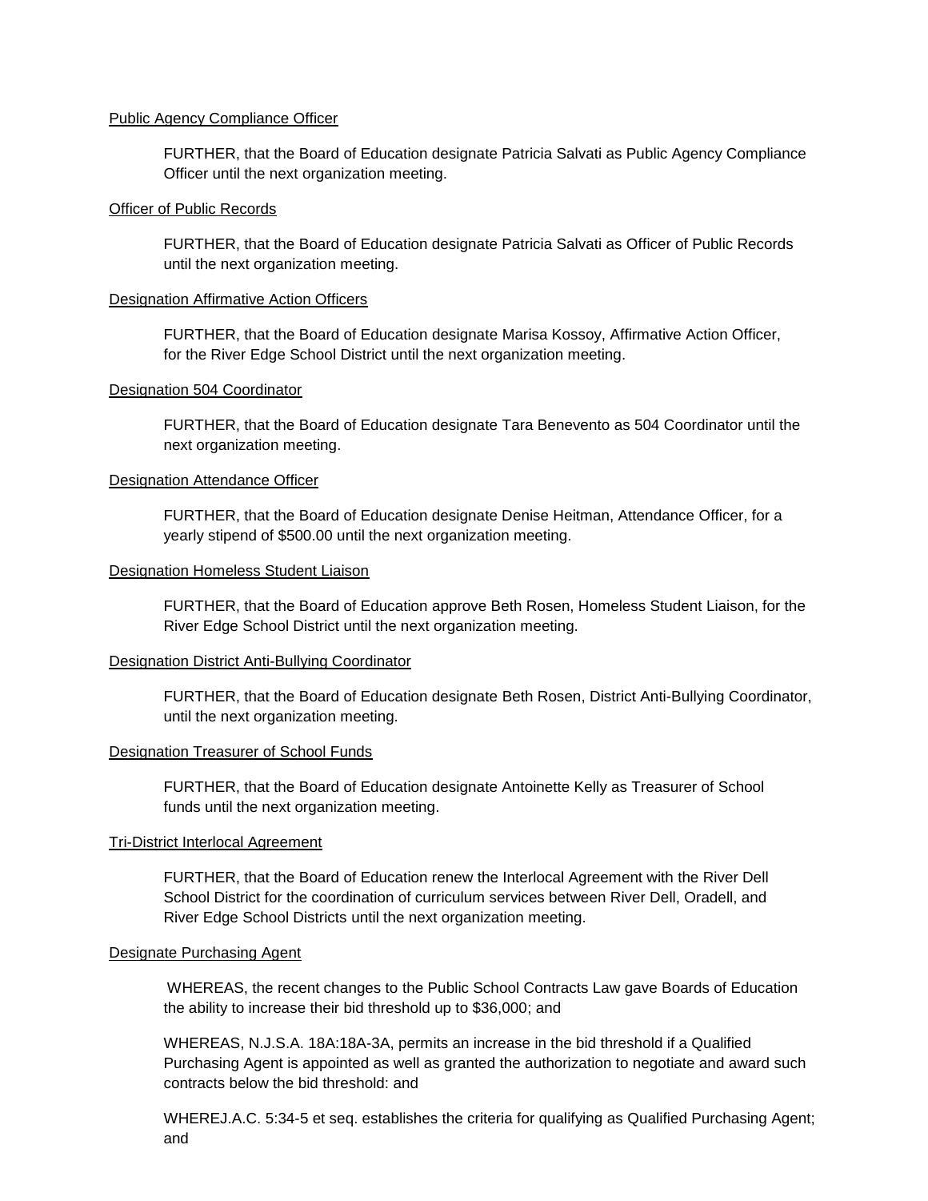Public Agency Compliance Officer

FURTHER, that the Board of Education designate Patricia Salvati as Public Agency Compliance Officer until the next organization meeting.

Officer of Public Records

FURTHER, that the Board of Education designate Patricia Salvati as Officer of Public Records until the next organization meeting.

Designation Affirmative Action Officers

FURTHER, that the Board of Education designate Marisa Kossoy, Affirmative Action Officer, for the River Edge School District until the next organization meeting.

Designation 504 Coordinator

FURTHER, that the Board of Education designate Tara Benevento as 504 Coordinator until the next organization meeting.

Designation Attendance Officer

FURTHER, that the Board of Education designate Denise Heitman, Attendance Officer, for a yearly stipend of $500.00 until the next organization meeting.

Designation Homeless Student Liaison

FURTHER, that the Board of Education approve Beth Rosen, Homeless Student Liaison, for the River Edge School District until the next organization meeting.

Designation District Anti-Bullying Coordinator

FURTHER, that the Board of Education designate Beth Rosen, District Anti-Bullying Coordinator, until the next organization meeting.

Designation Treasurer of School Funds

FURTHER, that the Board of Education designate Antoinette Kelly as Treasurer of School funds until the next organization meeting.

Tri-District Interlocal Agreement

FURTHER, that the Board of Education renew the Interlocal Agreement with the River Dell School District for the coordination of curriculum services between River Dell, Oradell, and River Edge School Districts until the next organization meeting.

Designate Purchasing Agent

WHEREAS, the recent changes to the Public School Contracts Law gave Boards of Education the ability to increase their bid threshold up to $36,000; and

WHEREAS, N.J.S.A. 18A:18A-3A, permits an increase in the bid threshold if a Qualified Purchasing Agent is appointed as well as granted the authorization to negotiate and award such contracts below the bid threshold: and

WHEREJ.A.C. 5:34-5 et seq. establishes the criteria for qualifying as Qualified Purchasing Agent; and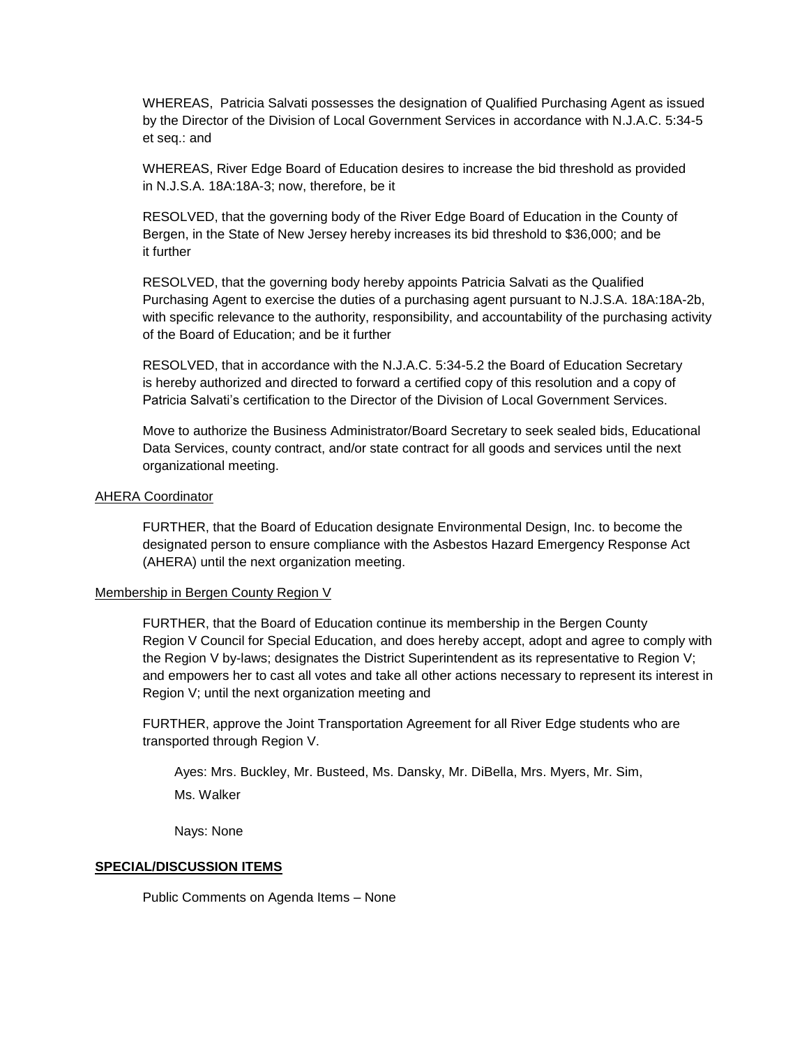WHEREAS, Patricia Salvati possesses the designation of Qualified Purchasing Agent as issued by the Director of the Division of Local Government Services in accordance with N.J.A.C. 5:34-5 et seq.: and

WHEREAS, River Edge Board of Education desires to increase the bid threshold as provided in N.J.S.A. 18A:18A-3; now, therefore, be it

RESOLVED, that the governing body of the River Edge Board of Education in the County of Bergen, in the State of New Jersey hereby increases its bid threshold to $36,000; and be it further

RESOLVED, that the governing body hereby appoints Patricia Salvati as the Qualified Purchasing Agent to exercise the duties of a purchasing agent pursuant to N.J.S.A. 18A:18A-2b, with specific relevance to the authority, responsibility, and accountability of the purchasing activity of the Board of Education; and be it further

RESOLVED, that in accordance with the N.J.A.C. 5:34-5.2 the Board of Education Secretary is hereby authorized and directed to forward a certified copy of this resolution and a copy of Patricia Salvati's certification to the Director of the Division of Local Government Services.

Move to authorize the Business Administrator/Board Secretary to seek sealed bids, Educational Data Services, county contract, and/or state contract for all goods and services until the next organizational meeting.

AHERA Coordinator

FURTHER, that the Board of Education designate Environmental Design, Inc. to become the designated person to ensure compliance with the Asbestos Hazard Emergency Response Act (AHERA) until the next organization meeting.

Membership in Bergen County Region V

FURTHER, that the Board of Education continue its membership in the Bergen County Region V Council for Special Education, and does hereby accept, adopt and agree to comply with the Region V by-laws; designates the District Superintendent as its representative to Region V; and empowers her to cast all votes and take all other actions necessary to represent its interest in Region V; until the next organization meeting and

FURTHER, approve the Joint Transportation Agreement for all River Edge students who are transported through Region V.

Ayes: Mrs. Buckley, Mr. Busteed, Ms. Dansky, Mr. DiBella, Mrs. Myers, Mr. Sim, Ms. Walker

Nays: None

**SPECIAL/DISCUSSION ITEMS**

Public Comments on Agenda Items – None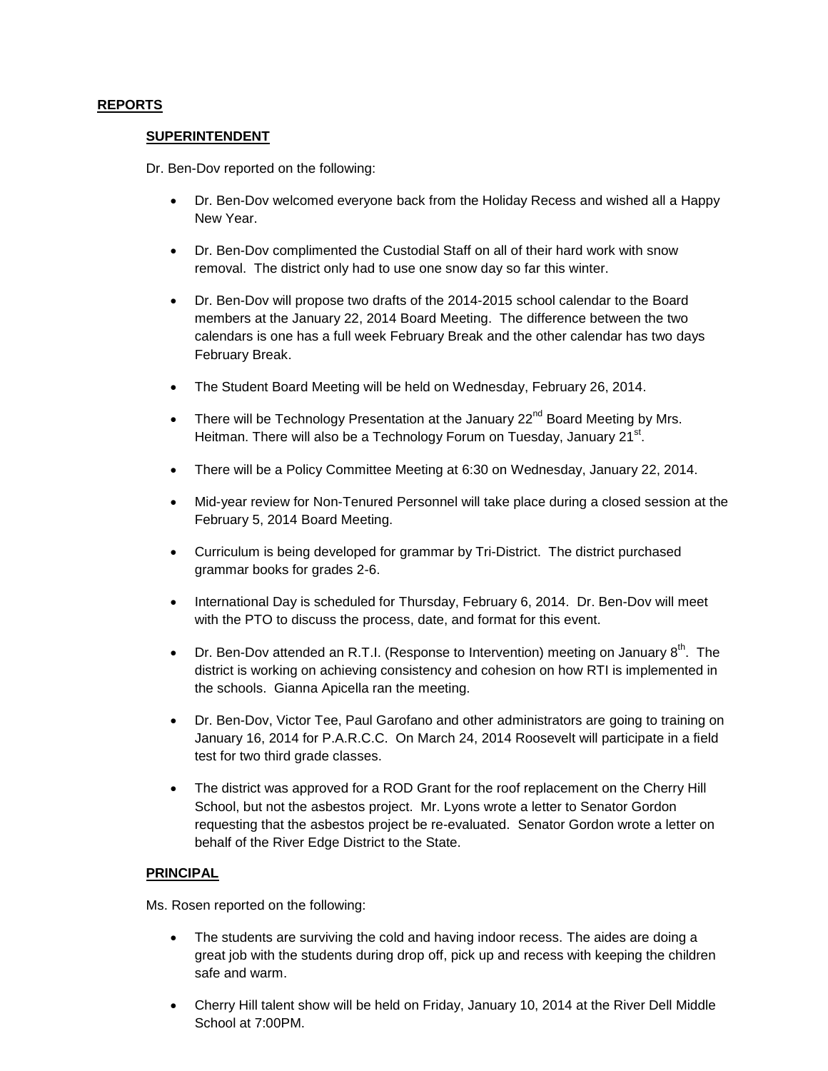## REPORTS

### SUPERINTENDENT

Dr. Ben-Dov reported on the following:

- Dr. Ben-Dov welcomed everyone back from the Holiday Recess and wished all a Happy New Year.
- Dr. Ben-Dov complimented the Custodial Staff on all of their hard work with snow removal. The district only had to use one snow day so far this winter.
- Dr. Ben-Dov will propose two drafts of the 2014-2015 school calendar to the Board members at the January 22, 2014 Board Meeting. The difference between the two calendars is one has a full week February Break and the other calendar has two days February Break.
- The Student Board Meeting will be held on Wednesday, February 26, 2014.
- There will be Technology Presentation at the January 22nd Board Meeting by Mrs. Heitman. There will also be a Technology Forum on Tuesday, January 21st.
- There will be a Policy Committee Meeting at 6:30 on Wednesday, January 22, 2014.
- Mid-year review for Non-Tenured Personnel will take place during a closed session at the February 5, 2014 Board Meeting.
- Curriculum is being developed for grammar by Tri-District. The district purchased grammar books for grades 2-6.
- International Day is scheduled for Thursday, February 6, 2014. Dr. Ben-Dov will meet with the PTO to discuss the process, date, and format for this event.
- Dr. Ben-Dov attended an R.T.I. (Response to Intervention) meeting on January 8th. The district is working on achieving consistency and cohesion on how RTI is implemented in the schools. Gianna Apicella ran the meeting.
- Dr. Ben-Dov, Victor Tee, Paul Garofano and other administrators are going to training on January 16, 2014 for P.A.R.C.C. On March 24, 2014 Roosevelt will participate in a field test for two third grade classes.
- The district was approved for a ROD Grant for the roof replacement on the Cherry Hill School, but not the asbestos project. Mr. Lyons wrote a letter to Senator Gordon requesting that the asbestos project be re-evaluated. Senator Gordon wrote a letter on behalf of the River Edge District to the State.

### PRINCIPAL

Ms. Rosen reported on the following:

- The students are surviving the cold and having indoor recess. The aides are doing a great job with the students during drop off, pick up and recess with keeping the children safe and warm.
- Cherry Hill talent show will be held on Friday, January 10, 2014 at the River Dell Middle School at 7:00PM.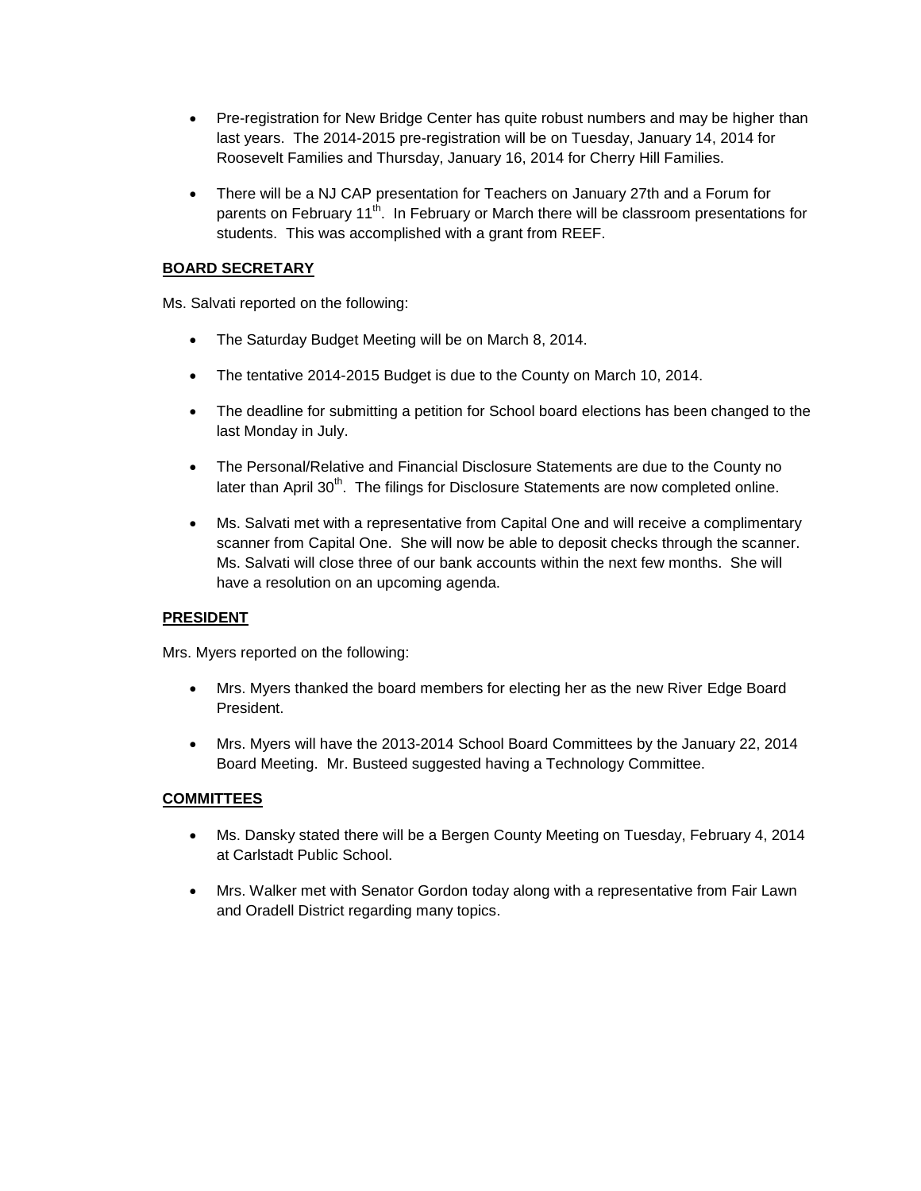- Pre-registration for New Bridge Center has quite robust numbers and may be higher than last years. The 2014-2015 pre-registration will be on Tuesday, January 14, 2014 for Roosevelt Families and Thursday, January 16, 2014 for Cherry Hill Families.

- There will be a NJ CAP presentation for Teachers on January 27th and a Forum for parents on February 11th. In February or March there will be classroom presentations for students. This was accomplished with a grant from REEF.

**BOARD SECRETARY**

Ms. Salvati reported on the following:

- The Saturday Budget Meeting will be on March 8, 2014.

- The tentative 2014-2015 Budget is due to the County on March 10, 2014.

- The deadline for submitting a petition for School board elections has been changed to the last Monday in July.

- The Personal/Relative and Financial Disclosure Statements are due to the County no later than April 30th. The filings for Disclosure Statements are now completed online.

- Ms. Salvati met with a representative from Capital One and will receive a complimentary scanner from Capital One. She will now be able to deposit checks through the scanner. Ms. Salvati will close three of our bank accounts within the next few months. She will have a resolution on an upcoming agenda.

**PRESIDENT**

Mrs. Myers reported on the following:

- Mrs. Myers thanked the board members for electing her as the new River Edge Board President.

- Mrs. Myers will have the 2013-2014 School Board Committees by the January 22, 2014 Board Meeting. Mr. Busteed suggested having a Technology Committee.

**COMMITTEES**

- Ms. Dansky stated there will be a Bergen County Meeting on Tuesday, February 4, 2014 at Carlstadt Public School.

- Mrs. Walker met with Senator Gordon today along with a representative from Fair Lawn and Oradell District regarding many topics.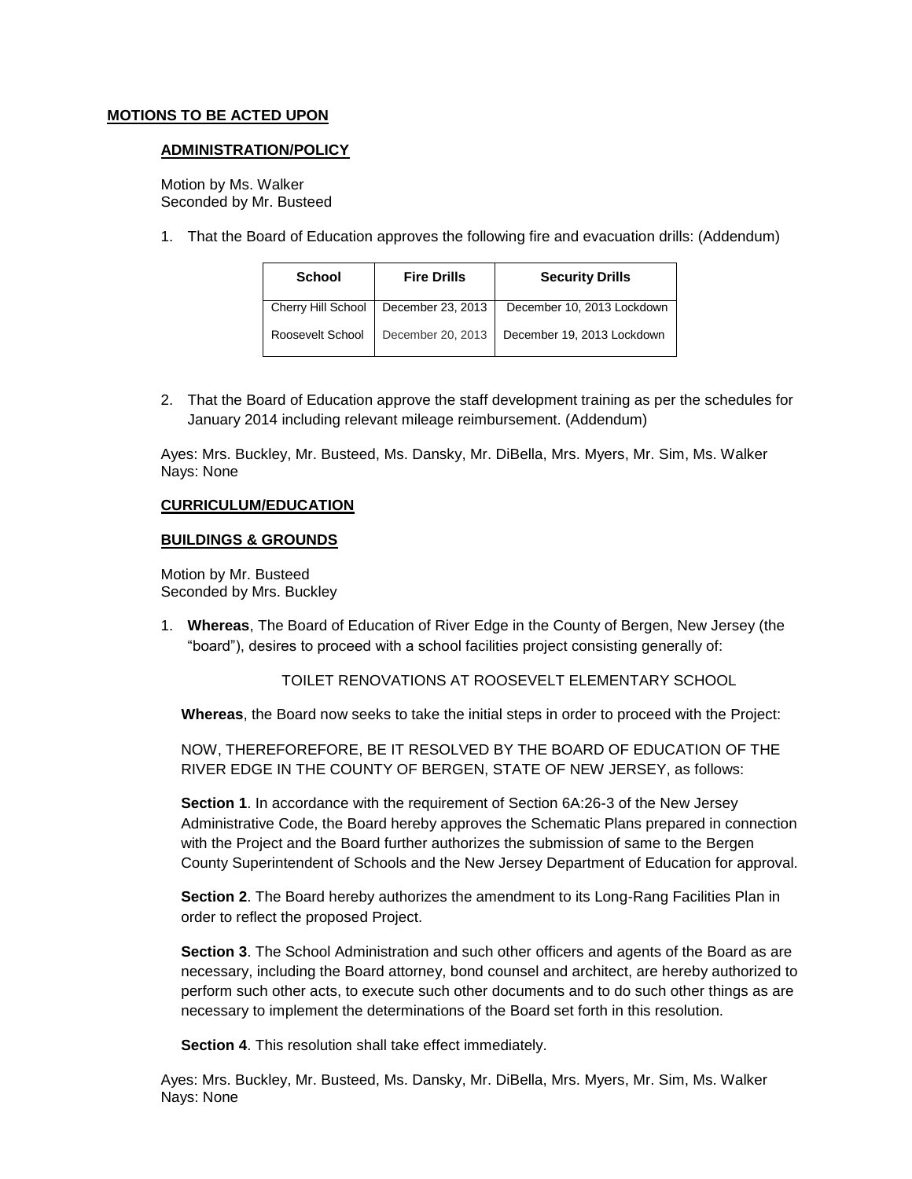**MOTIONS TO BE ACTED UPON**

**ADMINISTRATION/POLICY**

Motion by Ms. Walker
Seconded by Mr. Busteed

1. That the Board of Education approves the following fire and evacuation drills: (Addendum)

| School | Fire Drills | Security Drills |
|---|---|---|
| Cherry Hill School | December 23, 2013 | December 10, 2013 Lockdown |
| Roosevelt School | December 20, 2013 | December 19, 2013 Lockdown |

2. That the Board of Education approve the staff development training as per the schedules for January 2014 including relevant mileage reimbursement. (Addendum)

Ayes: Mrs. Buckley, Mr. Busteed, Ms. Dansky, Mr. DiBella, Mrs. Myers, Mr. Sim, Ms. Walker
Nays: None

**CURRICULUM/EDUCATION**

**BUILDINGS & GROUNDS**

Motion by Mr. Busteed
Seconded by Mrs. Buckley

1. **Whereas**, The Board of Education of River Edge in the County of Bergen, New Jersey (the "board"), desires to proceed with a school facilities project consisting generally of:

   TOILET RENOVATIONS AT ROOSEVELT ELEMENTARY SCHOOL

   **Whereas**, the Board now seeks to take the initial steps in order to proceed with the Project:

   NOW, THEREFOREFORE, BE IT RESOLVED BY THE BOARD OF EDUCATION OF THE RIVER EDGE IN THE COUNTY OF BERGEN, STATE OF NEW JERSEY, as follows:

   **Section 1**. In accordance with the requirement of Section 6A:26-3 of the New Jersey Administrative Code, the Board hereby approves the Schematic Plans prepared in connection with the Project and the Board further authorizes the submission of same to the Bergen County Superintendent of Schools and the New Jersey Department of Education for approval.

   **Section 2**. The Board hereby authorizes the amendment to its Long-Rang Facilities Plan in order to reflect the proposed Project.

   **Section 3**. The School Administration and such other officers and agents of the Board as are necessary, including the Board attorney, bond counsel and architect, are hereby authorized to perform such other acts, to execute such other documents and to do such other things as are necessary to implement the determinations of the Board set forth in this resolution.

   **Section 4**. This resolution shall take effect immediately.

Ayes: Mrs. Buckley, Mr. Busteed, Ms. Dansky, Mr. DiBella, Mrs. Myers, Mr. Sim, Ms. Walker
Nays: None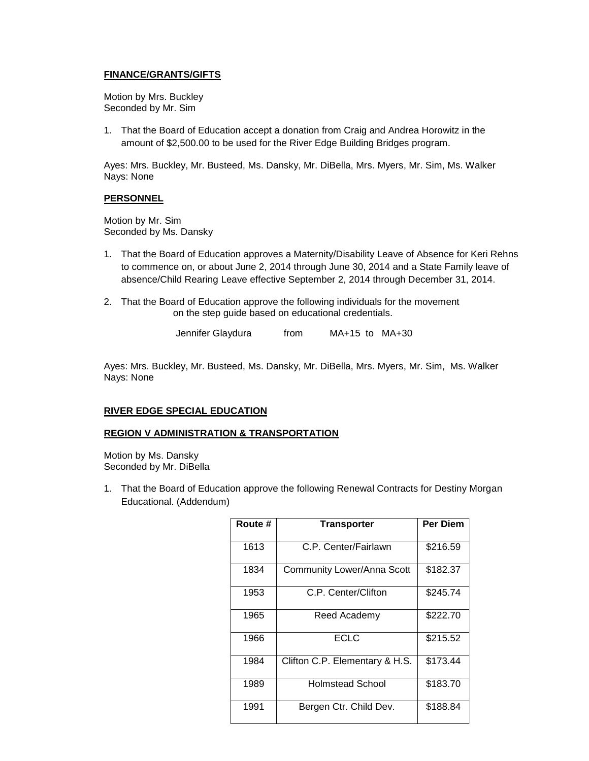**FINANCE/GRANTS/GIFTS**

Motion by Mrs. Buckley
Seconded by Mr. Sim

1. That the Board of Education accept a donation from Craig and Andrea Horowitz in the amount of $2,500.00 to be used for the River Edge Building Bridges program.

Ayes: Mrs. Buckley, Mr. Busteed, Ms. Dansky, Mr. DiBella, Mrs. Myers, Mr. Sim, Ms. Walker
Nays: None

**PERSONNEL**

Motion by Mr. Sim
Seconded by Ms. Dansky

1. That the Board of Education approves a Maternity/Disability Leave of Absence for Keri Rehns to commence on, or about June 2, 2014 through June 30, 2014 and a State Family leave of absence/Child Rearing Leave effective September 2, 2014 through December 31, 2014.

2. That the Board of Education approve the following individuals for the movement on the step guide based on educational credentials.

   Jennifer Glaydura from MA+15 to MA+30

Ayes: Mrs. Buckley, Mr. Busteed, Ms. Dansky, Mr. DiBella, Mrs. Myers, Mr. Sim, Ms. Walker
Nays: None

**RIVER EDGE SPECIAL EDUCATION**

**REGION V ADMINISTRATION & TRANSPORTATION**

Motion by Ms. Dansky
Seconded by Mr. DiBella

1. That the Board of Education approve the following Renewal Contracts for Destiny Morgan Educational. (Addendum)

| Route # | Transporter | Per Diem |
|---|---|---|
| 1613 | C.P. Center/Fairlawn | $216.59 |
| 1834 | Community Lower/Anna Scott | $182.37 |
| 1953 | C.P. Center/Clifton | $245.74 |
| 1965 | Reed Academy | $222.70 |
| 1966 | ECLC | $215.52 |
| 1984 | Clifton C.P. Elementary & H.S. | $173.44 |
| 1989 | Holmstead School | $183.70 |
| 1991 | Bergen Ctr. Child Dev. | $188.84 |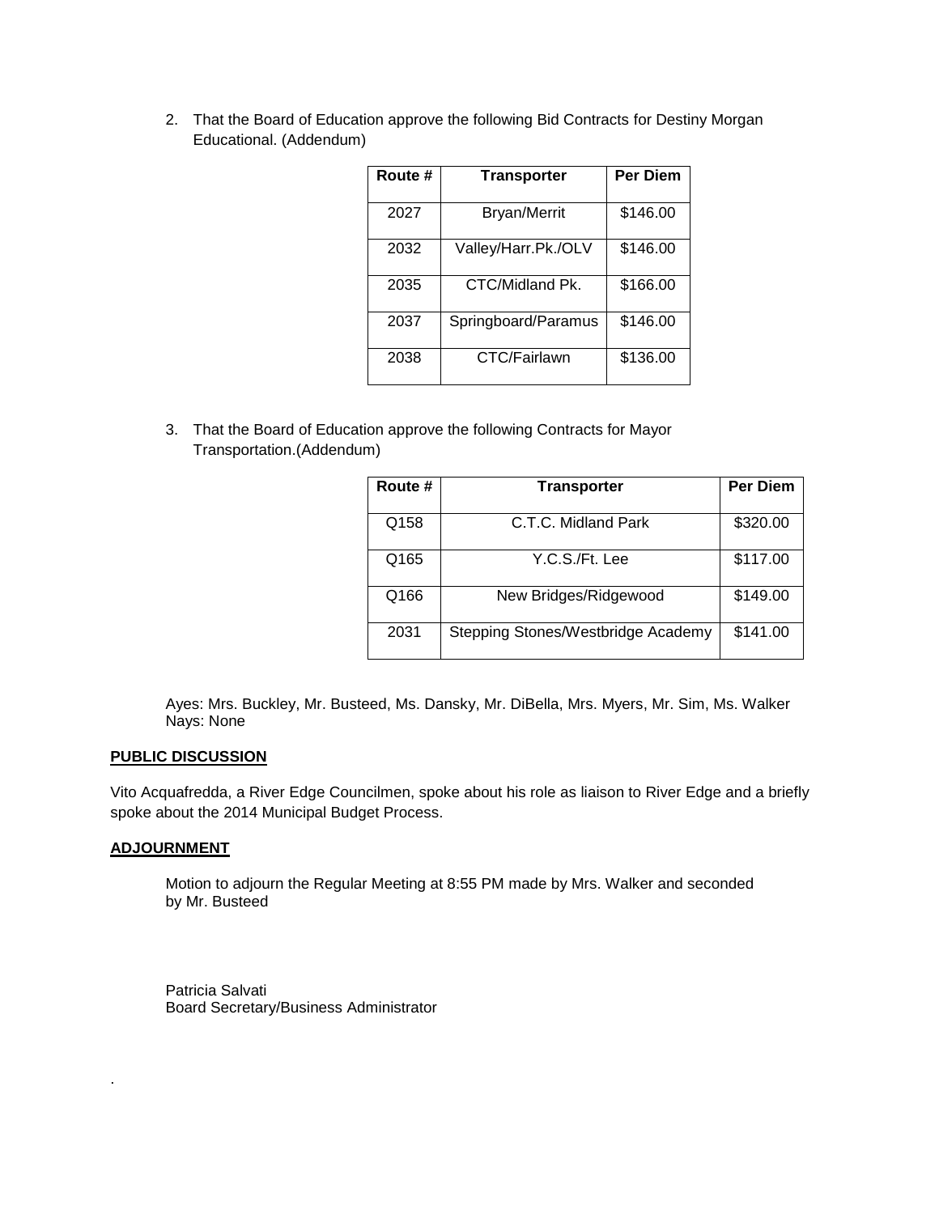2. That the Board of Education approve the following Bid Contracts for Destiny Morgan Educational. (Addendum)

| Route # | Transporter | Per Diem |
|---|---|---|
| 2027 | Bryan/Merrit | $146.00 |
| 2032 | Valley/Harr.Pk./OLV | $146.00 |
| 2035 | CTC/Midland Pk. | $166.00 |
| 2037 | Springboard/Paramus | $146.00 |
| 2038 | CTC/Fairlawn | $136.00 |

3. That the Board of Education approve the following Contracts for Mayor Transportation.(Addendum)

| Route # | Transporter | Per Diem |
|---|---|---|
| Q158 | C.T.C. Midland Park | $320.00 |
| Q165 | Y.C.S./Ft. Lee | $117.00 |
| Q166 | New Bridges/Ridgewood | $149.00 |
| 2031 | Stepping Stones/Westbridge Academy | $141.00 |

Ayes: Mrs. Buckley, Mr. Busteed, Ms. Dansky, Mr. DiBella, Mrs. Myers, Mr. Sim, Ms. Walker
Nays: None

**PUBLIC DISCUSSION**

Vito Acquafredda, a River Edge Councilmen, spoke about his role as liaison to River Edge and a briefly spoke about the 2014 Municipal Budget Process.

**ADJOURNMENT**

Motion to adjourn the Regular Meeting at 8:55 PM made by Mrs. Walker and seconded by Mr. Busteed

Patricia Salvati
Board Secretary/Business Administrator

.